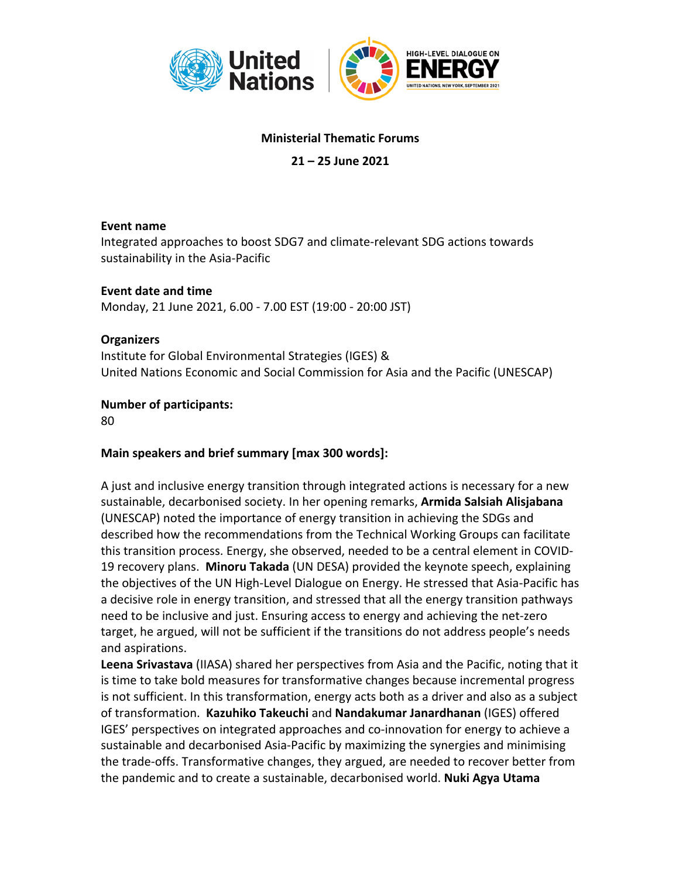**Ministerial Thematic Forums**

**21 – 25 June 2021**

**Event name**
Integrated approaches to boost SDG7 and climate-relevant SDG actions towards sustainability in the Asia-Pacific

**Event date and time**
Monday, 21 June 2021, 6.00 - 7.00 EST (19:00 - 20:00 JST)

**Organizers**
Institute for Global Environmental Strategies (IGES) &
United Nations Economic and Social Commission for Asia and the Pacific (UNESCAP)

**Number of participants:**
80

**Main speakers and brief summary [max 300 words]:**

A just and inclusive energy transition through integrated actions is necessary for a new sustainable, decarbonised society. In her opening remarks, **Armida Salsiah Alisjabana** (UNESCAP) noted the importance of energy transition in achieving the SDGs and described how the recommendations from the Technical Working Groups can facilitate this transition process. Energy, she observed, needed to be a central element in COVID-19 recovery plans. **Minoru Takada** (UN DESA) provided the keynote speech, explaining the objectives of the UN High-Level Dialogue on Energy. He stressed that Asia-Pacific has a decisive role in energy transition, and stressed that all the energy transition pathways need to be inclusive and just. Ensuring access to energy and achieving the net-zero target, he argued, will not be sufficient if the transitions do not address people's needs and aspirations.
**Leena Srivastava** (IIASA) shared her perspectives from Asia and the Pacific, noting that it is time to take bold measures for transformative changes because incremental progress is not sufficient. In this transformation, energy acts both as a driver and also as a subject of transformation. **Kazuhiko Takeuchi** and **Nandakumar Janardhanan** (IGES) offered IGES' perspectives on integrated approaches and co-innovation for energy to achieve a sustainable and decarbonised Asia-Pacific by maximizing the synergies and minimising the trade-offs. Transformative changes, they argued, are needed to recover better from the pandemic and to create a sustainable, decarbonised world. **Nuki Agya Utama**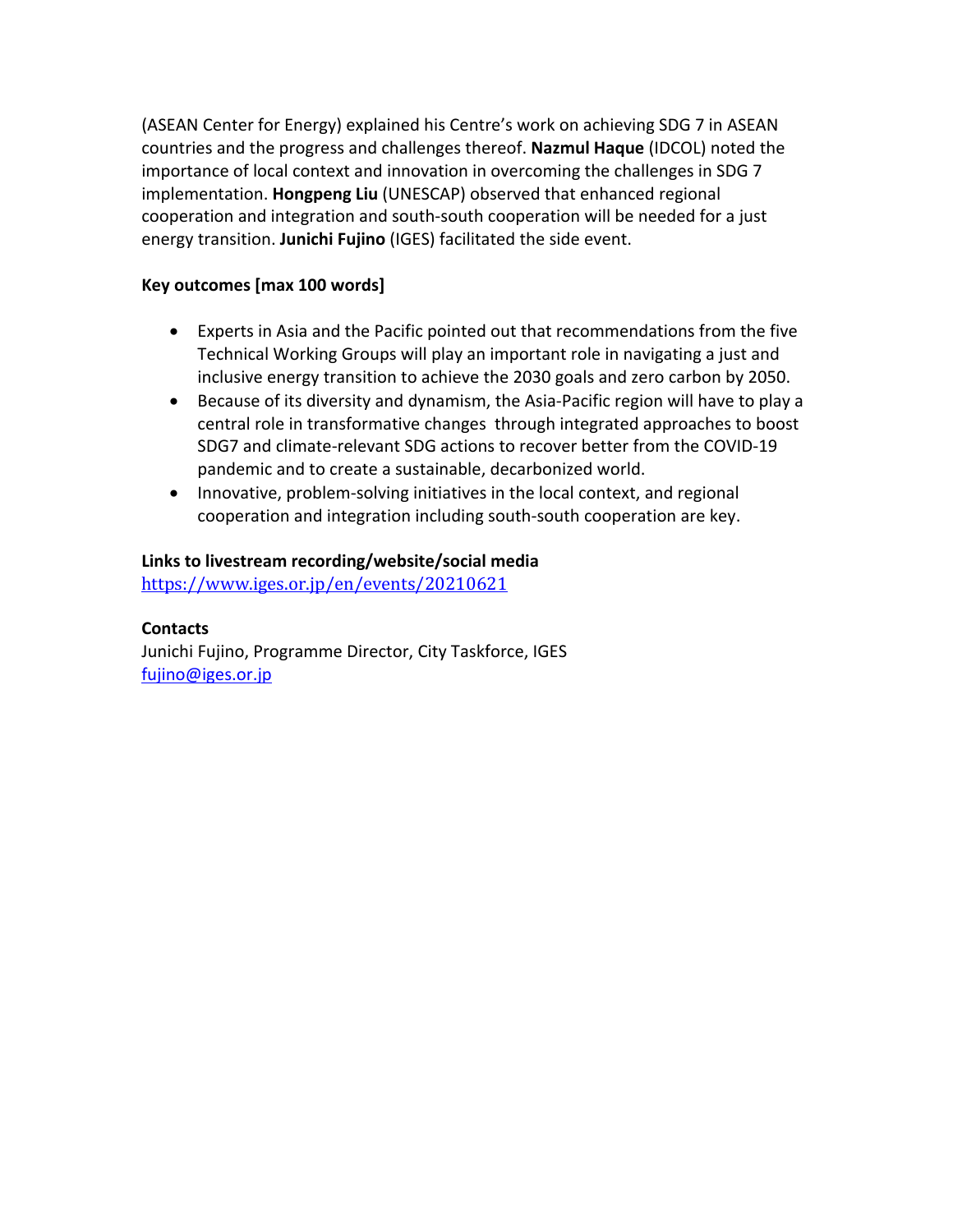(ASEAN Center for Energy) explained his Centre's work on achieving SDG 7 in ASEAN countries and the progress and challenges thereof. **Nazmul Haque** (IDCOL) noted the importance of local context and innovation in overcoming the challenges in SDG 7 implementation. **Hongpeng Liu** (UNESCAP) observed that enhanced regional cooperation and integration and south-south cooperation will be needed for a just energy transition. **Junichi Fujino** (IGES) facilitated the side event.

**Key outcomes [max 100 words]**

- Experts in Asia and the Pacific pointed out that recommendations from the five Technical Working Groups will play an important role in navigating a just and inclusive energy transition to achieve the 2030 goals and zero carbon by 2050.
- Because of its diversity and dynamism, the Asia-Pacific region will have to play a central role in transformative changes through integrated approaches to boost SDG7 and climate-relevant SDG actions to recover better from the COVID-19 pandemic and to create a sustainable, decarbonized world.
- Innovative, problem-solving initiatives in the local context, and regional cooperation and integration including south-south cooperation are key.

**Links to livestream recording/website/social media**
https://www.iges.or.jp/en/events/20210621

**Contacts**
Junichi Fujino, Programme Director, City Taskforce, IGES
fujino@iges.or.jp